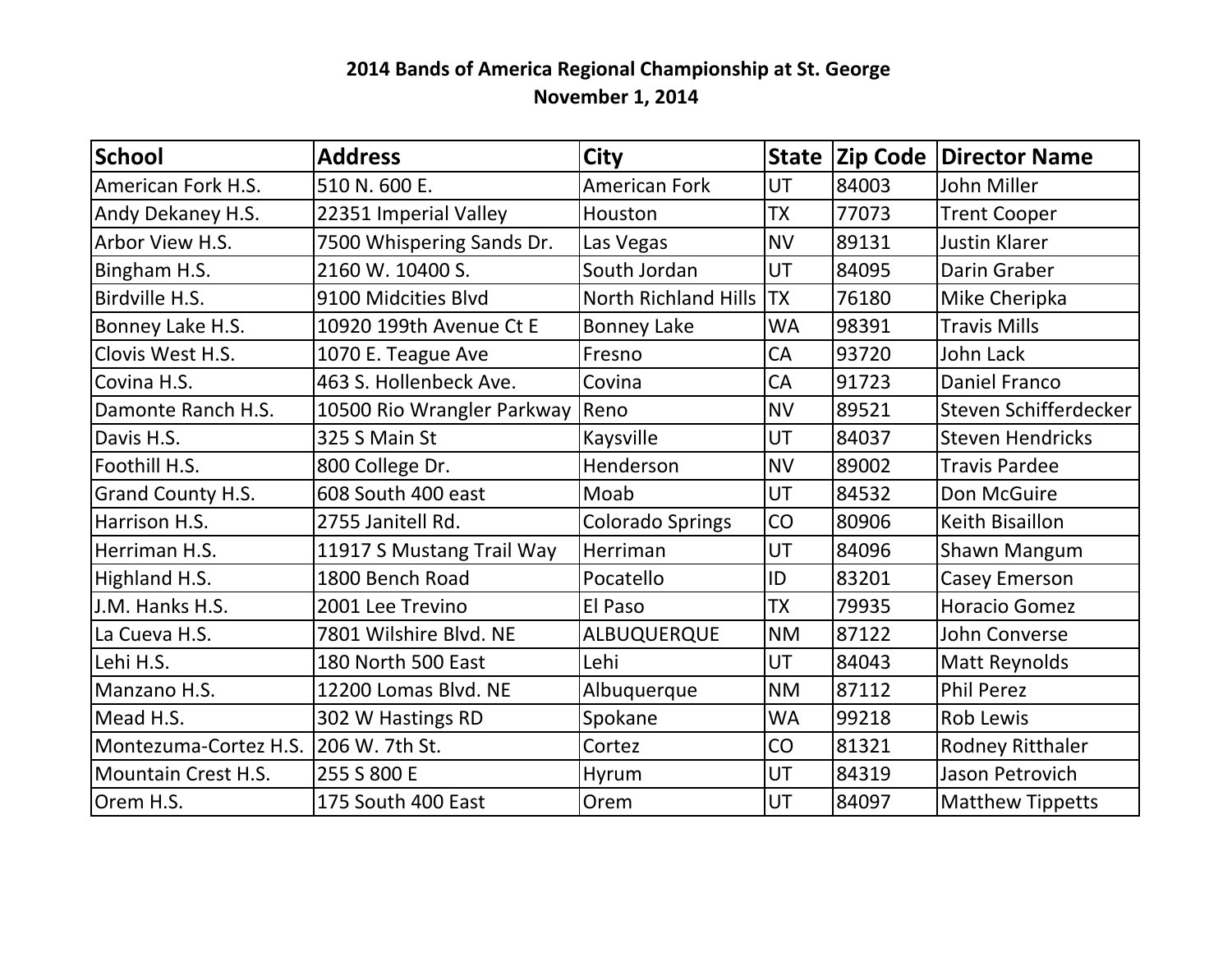**2014 Bands of America Regional Championship at St. George**

**November 1, 2014**

| School | Address | City | State | Zip Code | Director Name |
|---|---|---|---|---|---|
| American Fork H.S. | 510 N. 600 E. | American Fork | UT | 84003 | John Miller |
| Andy Dekaney H.S. | 22351 Imperial Valley | Houston | TX | 77073 | Trent Cooper |
| Arbor View H.S. | 7500 Whispering Sands Dr. | Las Vegas | NV | 89131 | Justin Klarer |
| Bingham H.S. | 2160 W. 10400 S. | South Jordan | UT | 84095 | Darin Graber |
| Birdville H.S. | 9100 Midcities Blvd | North Richland Hills | TX | 76180 | Mike Cheripka |
| Bonney Lake H.S. | 10920 199th Avenue Ct E | Bonney Lake | WA | 98391 | Travis Mills |
| Clovis West H.S. | 1070 E. Teague Ave | Fresno | CA | 93720 | John Lack |
| Covina H.S. | 463 S. Hollenbeck Ave. | Covina | CA | 91723 | Daniel Franco |
| Damonte Ranch H.S. | 10500 Rio Wrangler Parkway | Reno | NV | 89521 | Steven Schifferdecker |
| Davis H.S. | 325 S Main St | Kaysville | UT | 84037 | Steven Hendricks |
| Foothill H.S. | 800 College Dr. | Henderson | NV | 89002 | Travis Pardee |
| Grand County H.S. | 608 South 400 east | Moab | UT | 84532 | Don McGuire |
| Harrison H.S. | 2755 Janitell Rd. | Colorado Springs | CO | 80906 | Keith Bisaillon |
| Herriman H.S. | 11917 S Mustang Trail Way | Herriman | UT | 84096 | Shawn Mangum |
| Highland H.S. | 1800 Bench Road | Pocatello | ID | 83201 | Casey Emerson |
| J.M. Hanks H.S. | 2001 Lee Trevino | El Paso | TX | 79935 | Horacio Gomez |
| La Cueva H.S. | 7801 Wilshire Blvd. NE | ALBUQUERQUE | NM | 87122 | John Converse |
| Lehi H.S. | 180 North 500 East | Lehi | UT | 84043 | Matt Reynolds |
| Manzano H.S. | 12200 Lomas Blvd. NE | Albuquerque | NM | 87112 | Phil Perez |
| Mead H.S. | 302 W Hastings RD | Spokane | WA | 99218 | Rob Lewis |
| Montezuma-Cortez H.S. | 206 W. 7th St. | Cortez | CO | 81321 | Rodney Ritthaler |
| Mountain Crest H.S. | 255 S 800 E | Hyrum | UT | 84319 | Jason Petrovich |
| Orem H.S. | 175 South 400 East | Orem | UT | 84097 | Matthew Tippetts |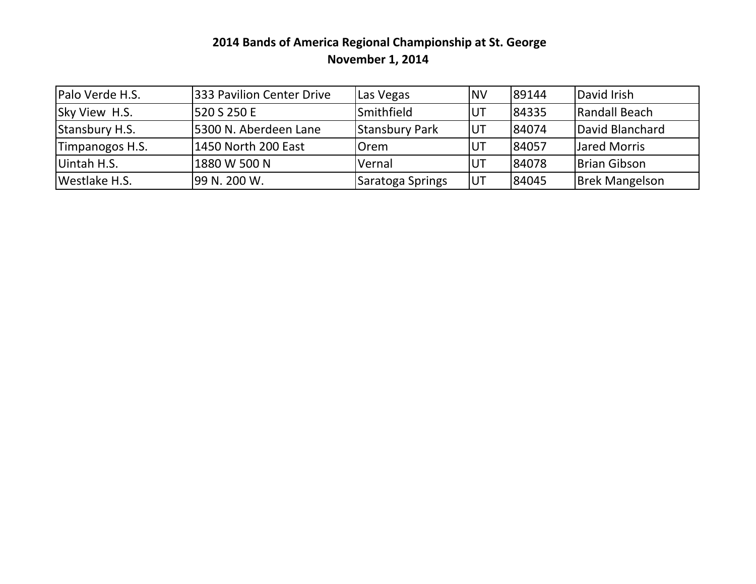**2014 Bands of America Regional Championship at St. George**
**November 1, 2014**

| | | | | | |
|---|---|---|---|---|---|
| Palo Verde H.S. | 333 Pavilion Center Drive | Las Vegas | NV | 89144 | David Irish |
| Sky View  H.S. | 520 S 250 E | Smithfield | UT | 84335 | Randall Beach |
| Stansbury H.S. | 5300 N. Aberdeen Lane | Stansbury Park | UT | 84074 | David Blanchard |
| Timpanogos H.S. | 1450 North 200 East | Orem | UT | 84057 | Jared Morris |
| Uintah H.S. | 1880 W 500 N | Vernal | UT | 84078 | Brian Gibson |
| Westlake H.S. | 99 N. 200 W. | Saratoga Springs | UT | 84045 | Brek Mangelson |